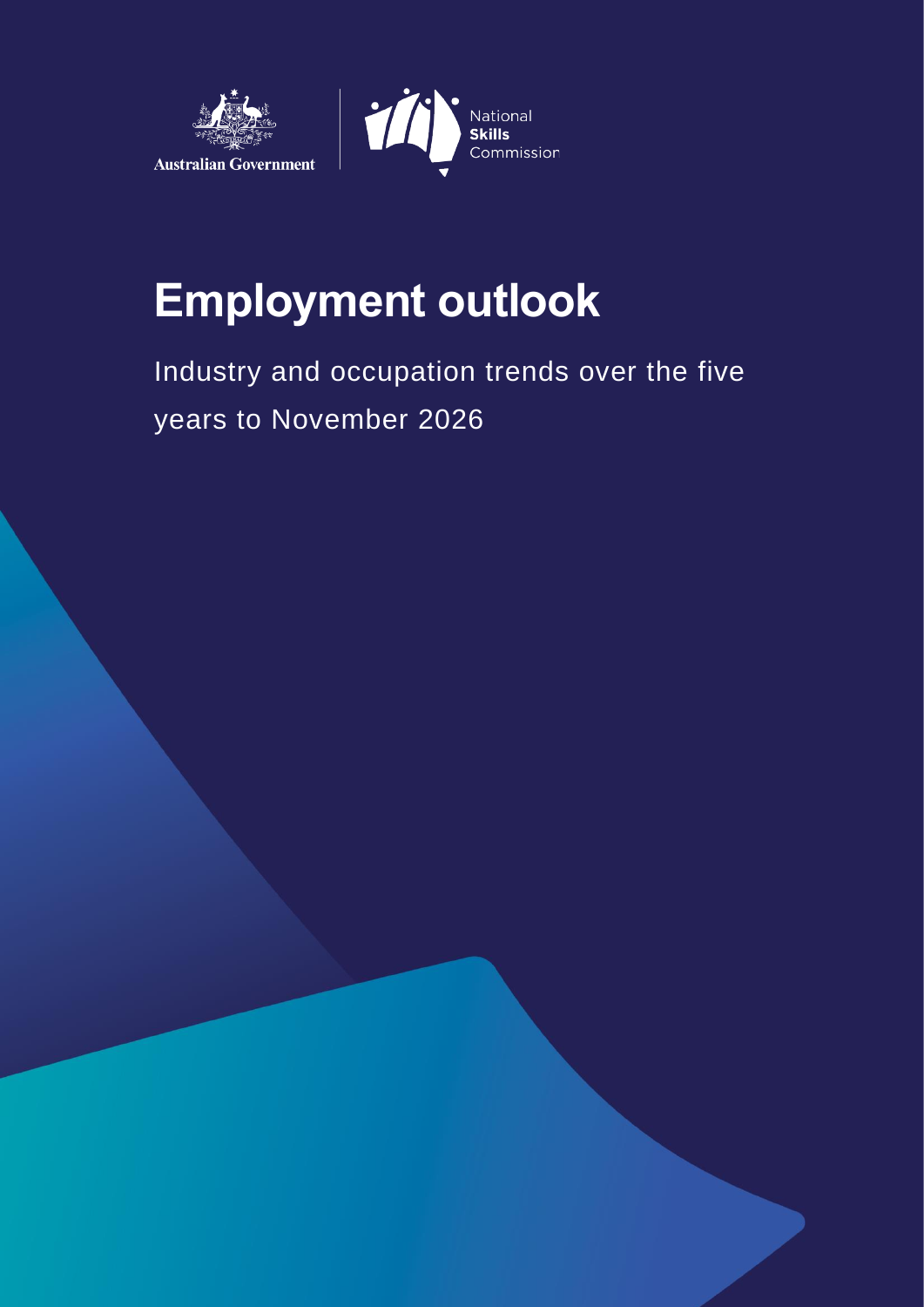Australian Government

National Skills Commission

# Employment outlook

Industry and occupation trends over the five years to November 2026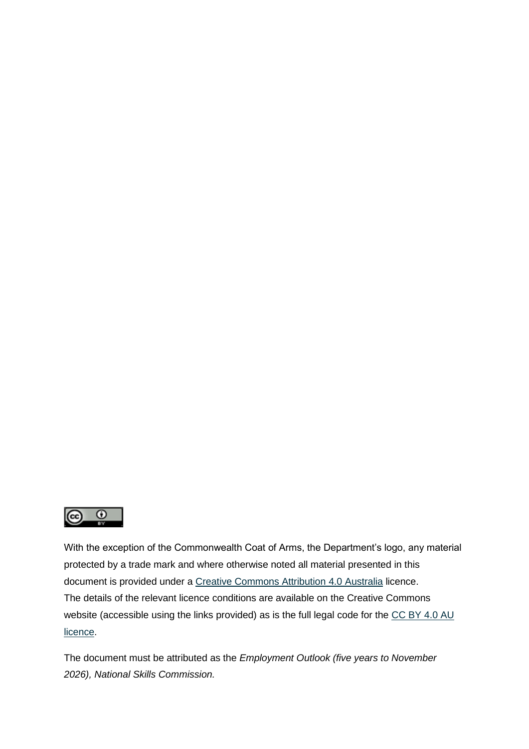With the exception of the Commonwealth Coat of Arms, the Department's logo, any material protected by a trade mark and where otherwise noted all material presented in this document is provided under a Creative Commons Attribution 4.0 Australia licence. The details of the relevant licence conditions are available on the Creative Commons website (accessible using the links provided) as is the full legal code for the CC BY 4.0 AU licence.

The document must be attributed as the *Employment Outlook (five years to November 2026), National Skills Commission.*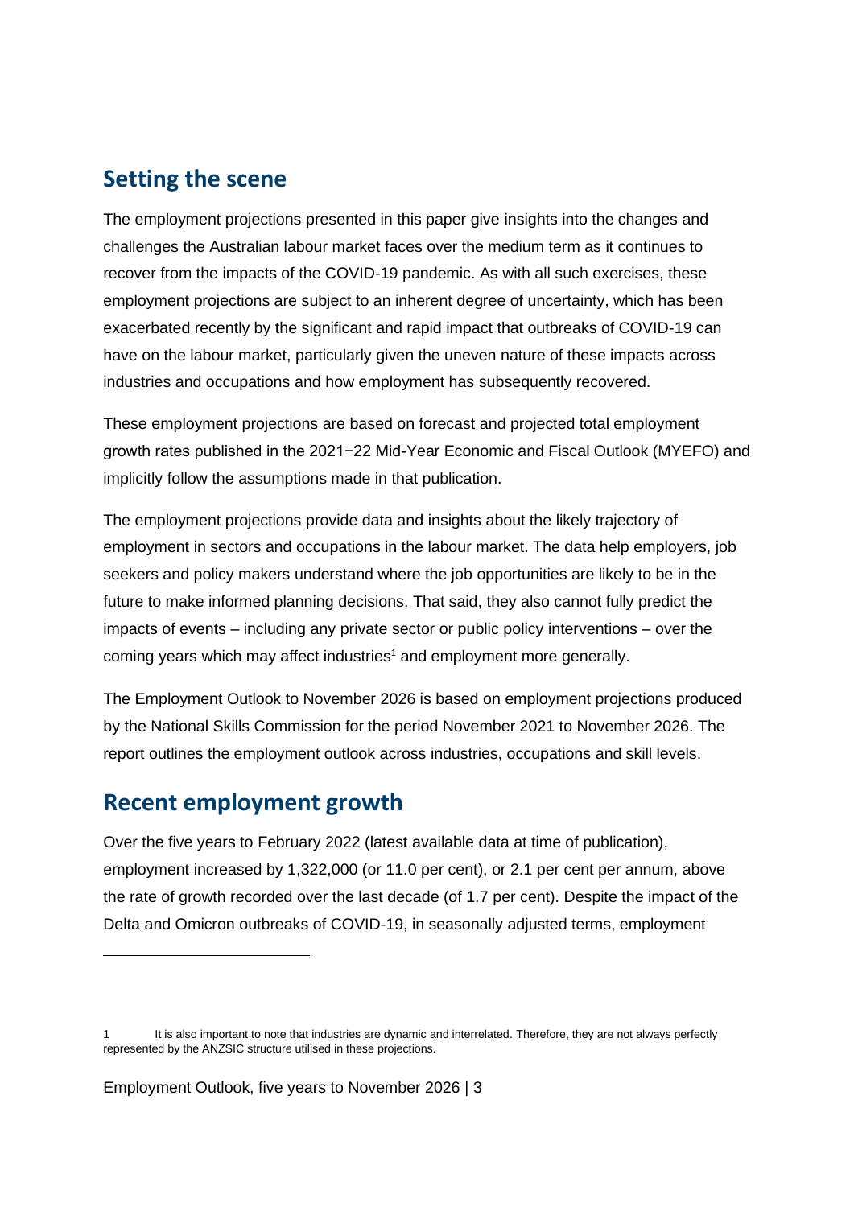## Setting the scene

The employment projections presented in this paper give insights into the changes and challenges the Australian labour market faces over the medium term as it continues to recover from the impacts of the COVID-19 pandemic. As with all such exercises, these employment projections are subject to an inherent degree of uncertainty, which has been exacerbated recently by the significant and rapid impact that outbreaks of COVID-19 can have on the labour market, particularly given the uneven nature of these impacts across industries and occupations and how employment has subsequently recovered.

These employment projections are based on forecast and projected total employment growth rates published in the 2021−22 Mid-Year Economic and Fiscal Outlook (MYEFO) and implicitly follow the assumptions made in that publication.

The employment projections provide data and insights about the likely trajectory of employment in sectors and occupations in the labour market. The data help employers, job seekers and policy makers understand where the job opportunities are likely to be in the future to make informed planning decisions. That said, they also cannot fully predict the impacts of events – including any private sector or public policy interventions – over the coming years which may affect industries[1] and employment more generally.

The Employment Outlook to November 2026 is based on employment projections produced by the National Skills Commission for the period November 2021 to November 2026. The report outlines the employment outlook across industries, occupations and skill levels.

## Recent employment growth

Over the five years to February 2022 (latest available data at time of publication), employment increased by 1,322,000 (or 11.0 per cent), or 2.1 per cent per annum, above the rate of growth recorded over the last decade (of 1.7 per cent). Despite the impact of the Delta and Omicron outbreaks of COVID-19, in seasonally adjusted terms, employment

---

1 It is also important to note that industries are dynamic and interrelated. Therefore, they are not always perfectly represented by the ANZSIC structure utilised in these projections.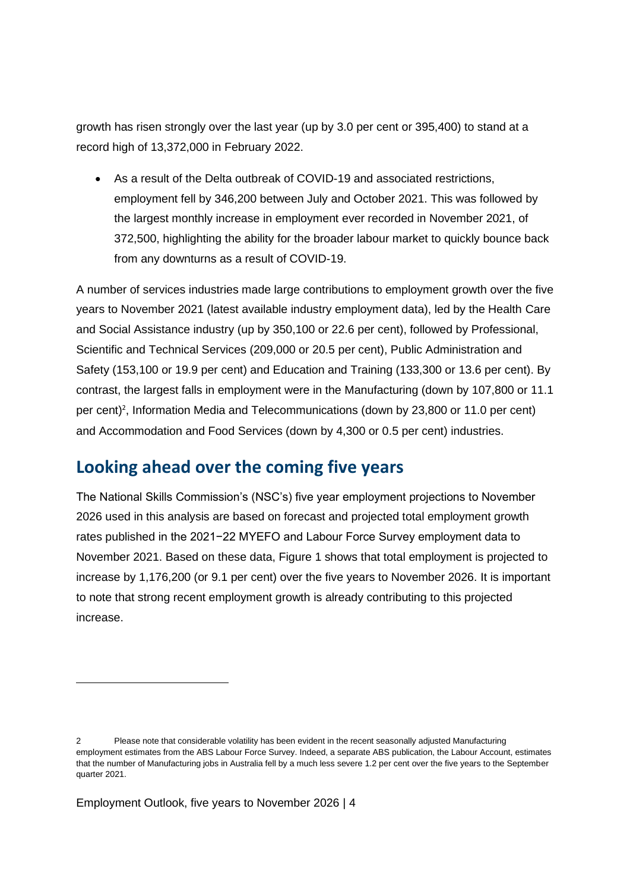growth has risen strongly over the last year (up by 3.0 per cent or 395,400) to stand at a record high of 13,372,000 in February 2022.

- As a result of the Delta outbreak of COVID-19 and associated restrictions, employment fell by 346,200 between July and October 2021. This was followed by the largest monthly increase in employment ever recorded in November 2021, of 372,500, highlighting the ability for the broader labour market to quickly bounce back from any downturns as a result of COVID-19.

A number of services industries made large contributions to employment growth over the five years to November 2021 (latest available industry employment data), led by the Health Care and Social Assistance industry (up by 350,100 or 22.6 per cent), followed by Professional, Scientific and Technical Services (209,000 or 20.5 per cent), Public Administration and Safety (153,100 or 19.9 per cent) and Education and Training (133,300 or 13.6 per cent). By contrast, the largest falls in employment were in the Manufacturing (down by 107,800 or 11.1 per cent)[2], Information Media and Telecommunications (down by 23,800 or 11.0 per cent) and Accommodation and Food Services (down by 4,300 or 0.5 per cent) industries.

## Looking ahead over the coming five years

The National Skills Commission's (NSC's) five year employment projections to November 2026 used in this analysis are based on forecast and projected total employment growth rates published in the 2021−22 MYEFO and Labour Force Survey employment data to November 2021. Based on these data, Figure 1 shows that total employment is projected to increase by 1,176,200 (or 9.1 per cent) over the five years to November 2026. It is important to note that strong recent employment growth is already contributing to this projected increase.

---

2 Please note that considerable volatility has been evident in the recent seasonally adjusted Manufacturing employment estimates from the ABS Labour Force Survey. Indeed, a separate ABS publication, the Labour Account, estimates that the number of Manufacturing jobs in Australia fell by a much less severe 1.2 per cent over the five years to the September quarter 2021.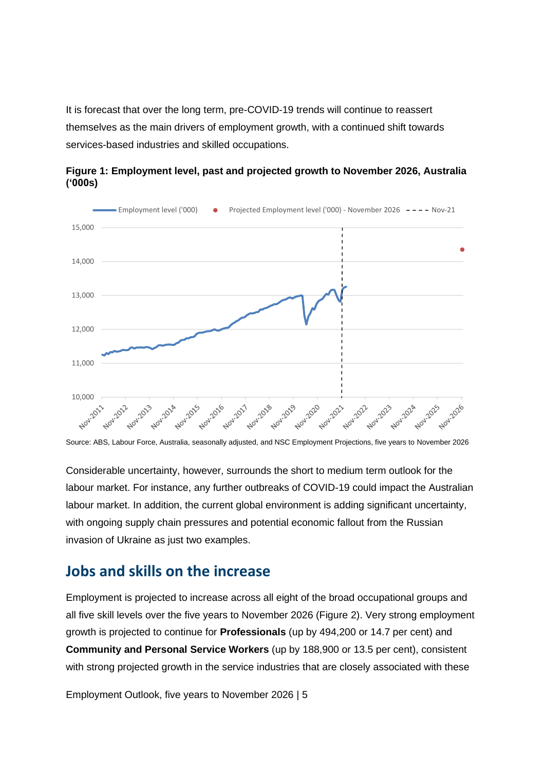It is forecast that over the long term, pre-COVID-19 trends will continue to reassert themselves as the main drivers of employment growth, with a continued shift towards services-based industries and skilled occupations.

**Figure 1: Employment level, past and projected growth to November 2026, Australia ('000s)**

Source: ABS, Labour Force, Australia, seasonally adjusted, and NSC Employment Projections, five years to November 2026

Considerable uncertainty, however, surrounds the short to medium term outlook for the labour market. For instance, any further outbreaks of COVID-19 could impact the Australian labour market. In addition, the current global environment is adding significant uncertainty, with ongoing supply chain pressures and potential economic fallout from the Russian invasion of Ukraine as just two examples.

## Jobs and skills on the increase

Employment is projected to increase across all eight of the broad occupational groups and all five skill levels over the five years to November 2026 (Figure 2). Very strong employment growth is projected to continue for **Professionals** (up by 494,200 or 14.7 per cent) and **Community and Personal Service Workers** (up by 188,900 or 13.5 per cent), consistent with strong projected growth in the service industries that are closely associated with these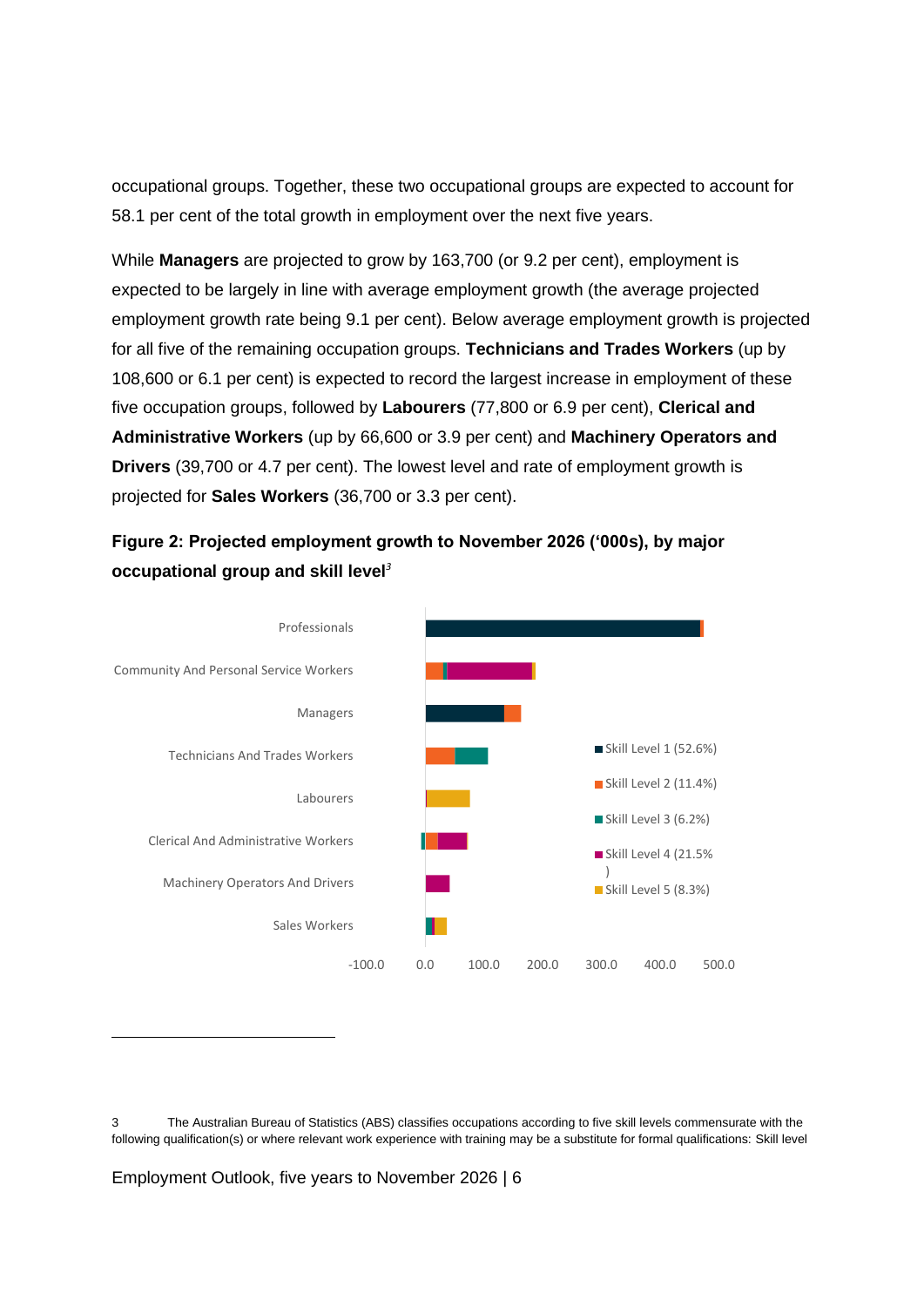occupational groups. Together, these two occupational groups are expected to account for 58.1 per cent of the total growth in employment over the next five years.

While **Managers** are projected to grow by 163,700 (or 9.2 per cent), employment is expected to be largely in line with average employment growth (the average projected employment growth rate being 9.1 per cent). Below average employment growth is projected for all five of the remaining occupation groups. **Technicians and Trades Workers** (up by 108,600 or 6.1 per cent) is expected to record the largest increase in employment of these five occupation groups, followed by **Labourers** (77,800 or 6.9 per cent), **Clerical and Administrative Workers** (up by 66,600 or 3.9 per cent) and **Machinery Operators and Drivers** (39,700 or 4.7 per cent). The lowest level and rate of employment growth is projected for **Sales Workers** (36,700 or 3.3 per cent).

**Figure 2: Projected employment growth to November 2026 ('000s), by major occupational group and skill level**[3]

Professionals
Community And Personal Service Workers
Managers
Technicians And Trades Workers
Labourers
Clerical And Administrative Workers
Machinery Operators And Drivers
Sales Workers

-100.0 0.0 100.0 200.0 300.0 400.0 500.0

Skill Level 1 (52.6%)
Skill Level 2 (11.4%)
Skill Level 3 (6.2%)
Skill Level 4 (21.5%)
Skill Level 5 (8.3%)

3 The Australian Bureau of Statistics (ABS) classifies occupations according to five skill levels commensurate with the following qualification(s) or where relevant work experience with training may be a substitute for formal qualifications: Skill level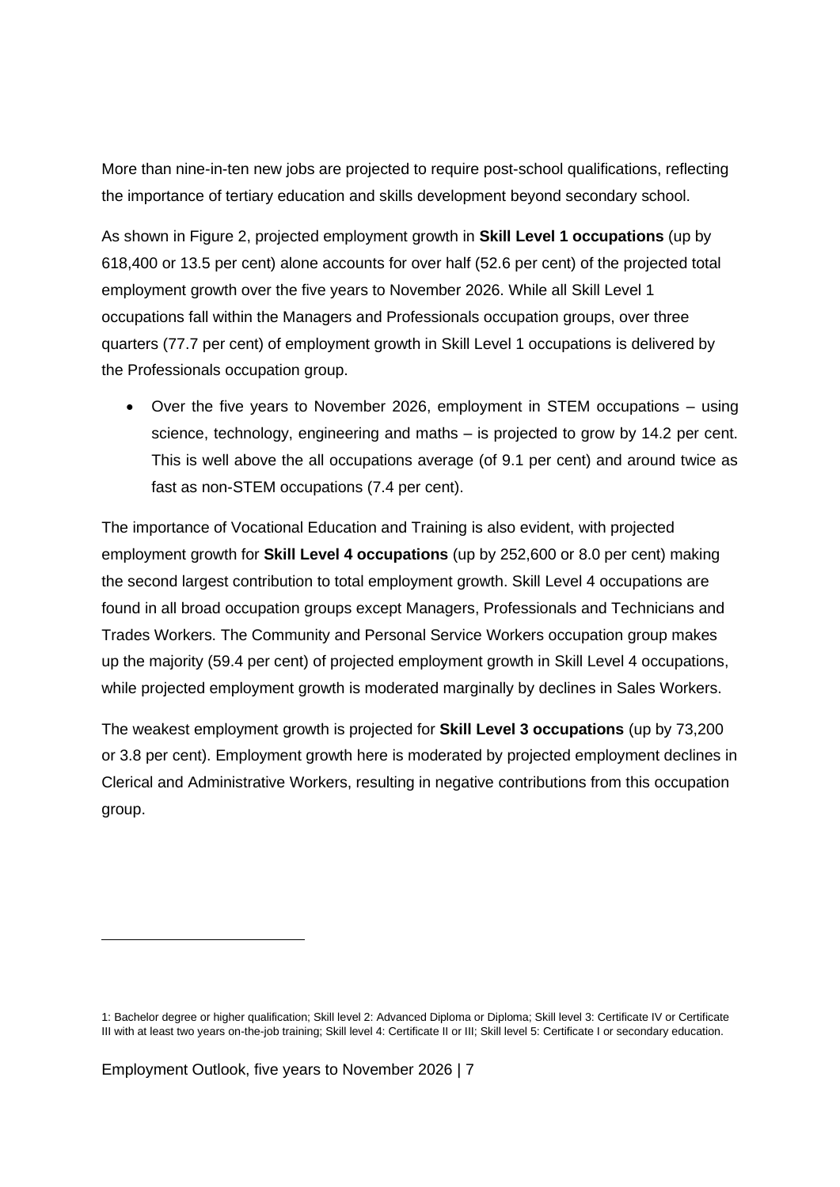More than nine-in-ten new jobs are projected to require post-school qualifications, reflecting the importance of tertiary education and skills development beyond secondary school.

As shown in Figure 2, projected employment growth in **Skill Level 1 occupations** (up by 618,400 or 13.5 per cent) alone accounts for over half (52.6 per cent) of the projected total employment growth over the five years to November 2026. While all Skill Level 1 occupations fall within the Managers and Professionals occupation groups, over three quarters (77.7 per cent) of employment growth in Skill Level 1 occupations is delivered by the Professionals occupation group.

- Over the five years to November 2026, employment in STEM occupations – using science, technology, engineering and maths – is projected to grow by 14.2 per cent. This is well above the all occupations average (of 9.1 per cent) and around twice as fast as non-STEM occupations (7.4 per cent).

The importance of Vocational Education and Training is also evident, with projected employment growth for **Skill Level 4 occupations** (up by 252,600 or 8.0 per cent) making the second largest contribution to total employment growth. Skill Level 4 occupations are found in all broad occupation groups except Managers, Professionals and Technicians and Trades Workers. The Community and Personal Service Workers occupation group makes up the majority (59.4 per cent) of projected employment growth in Skill Level 4 occupations, while projected employment growth is moderated marginally by declines in Sales Workers.

The weakest employment growth is projected for **Skill Level 3 occupations** (up by 73,200 or 3.8 per cent). Employment growth here is moderated by projected employment declines in Clerical and Administrative Workers, resulting in negative contributions from this occupation group.

---

1: Bachelor degree or higher qualification; Skill level 2: Advanced Diploma or Diploma; Skill level 3: Certificate IV or Certificate III with at least two years on-the-job training; Skill level 4: Certificate II or III; Skill level 5: Certificate I or secondary education.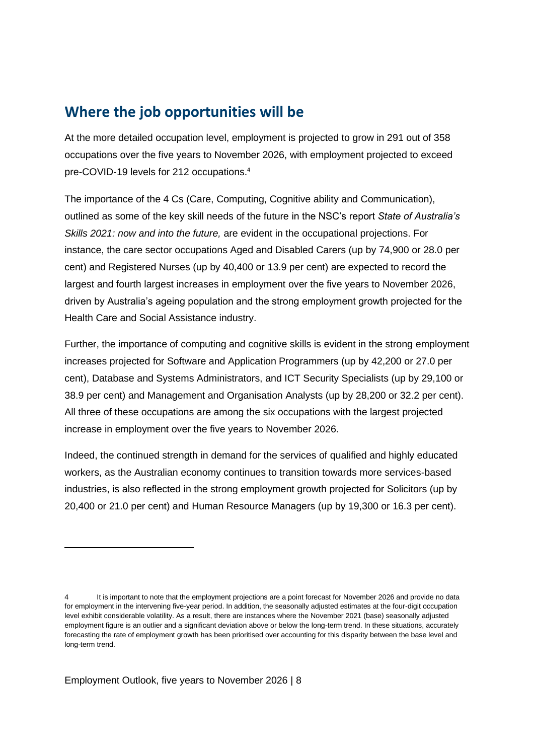## Where the job opportunities will be

At the more detailed occupation level, employment is projected to grow in 291 out of 358 occupations over the five years to November 2026, with employment projected to exceed pre-COVID-19 levels for 212 occupations.[4]

The importance of the 4 Cs (Care, Computing, Cognitive ability and Communication), outlined as some of the key skill needs of the future in the NSC's report *State of Australia's Skills 2021: now and into the future,* are evident in the occupational projections. For instance, the care sector occupations Aged and Disabled Carers (up by 74,900 or 28.0 per cent) and Registered Nurses (up by 40,400 or 13.9 per cent) are expected to record the largest and fourth largest increases in employment over the five years to November 2026, driven by Australia's ageing population and the strong employment growth projected for the Health Care and Social Assistance industry.

Further, the importance of computing and cognitive skills is evident in the strong employment increases projected for Software and Application Programmers (up by 42,200 or 27.0 per cent), Database and Systems Administrators, and ICT Security Specialists (up by 29,100 or 38.9 per cent) and Management and Organisation Analysts (up by 28,200 or 32.2 per cent). All three of these occupations are among the six occupations with the largest projected increase in employment over the five years to November 2026.

Indeed, the continued strength in demand for the services of qualified and highly educated workers, as the Australian economy continues to transition towards more services-based industries, is also reflected in the strong employment growth projected for Solicitors (up by 20,400 or 21.0 per cent) and Human Resource Managers (up by 19,300 or 16.3 per cent).

---

4 It is important to note that the employment projections are a point forecast for November 2026 and provide no data for employment in the intervening five-year period. In addition, the seasonally adjusted estimates at the four-digit occupation level exhibit considerable volatility. As a result, there are instances where the November 2021 (base) seasonally adjusted employment figure is an outlier and a significant deviation above or below the long-term trend. In these situations, accurately forecasting the rate of employment growth has been prioritised over accounting for this disparity between the base level and long-term trend.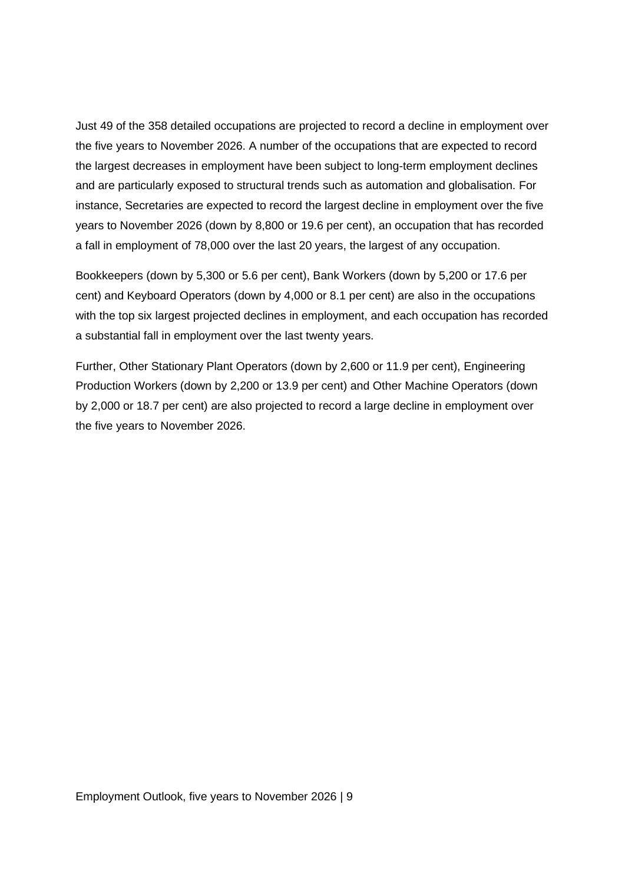Just 49 of the 358 detailed occupations are projected to record a decline in employment over the five years to November 2026. A number of the occupations that are expected to record the largest decreases in employment have been subject to long-term employment declines and are particularly exposed to structural trends such as automation and globalisation. For instance, Secretaries are expected to record the largest decline in employment over the five years to November 2026 (down by 8,800 or 19.6 per cent), an occupation that has recorded a fall in employment of 78,000 over the last 20 years, the largest of any occupation.

Bookkeepers (down by 5,300 or 5.6 per cent), Bank Workers (down by 5,200 or 17.6 per cent) and Keyboard Operators (down by 4,000 or 8.1 per cent) are also in the occupations with the top six largest projected declines in employment, and each occupation has recorded a substantial fall in employment over the last twenty years.

Further, Other Stationary Plant Operators (down by 2,600 or 11.9 per cent), Engineering Production Workers (down by 2,200 or 13.9 per cent) and Other Machine Operators (down by 2,000 or 18.7 per cent) are also projected to record a large decline in employment over the five years to November 2026.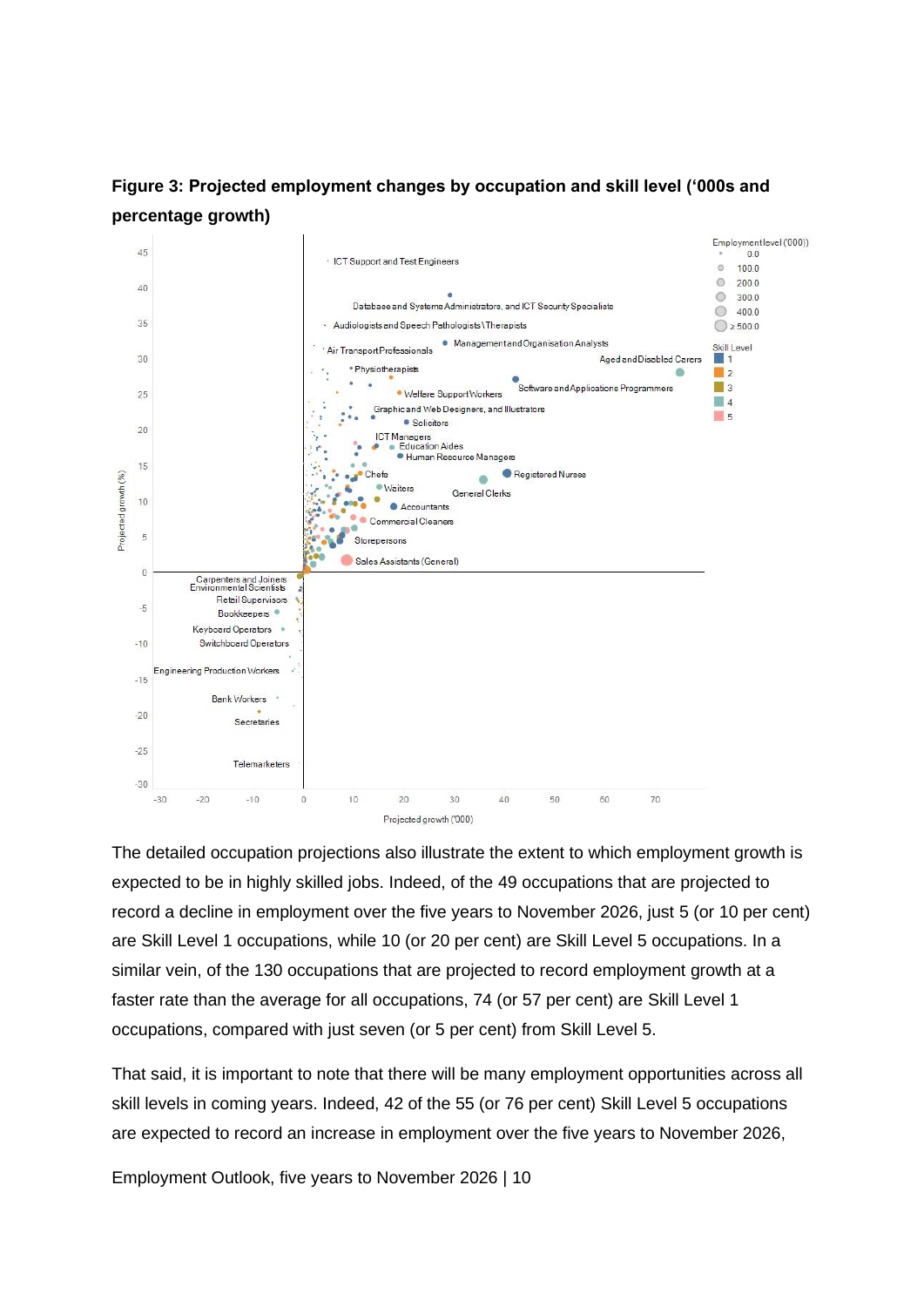**Figure 3: Projected employment changes by occupation and skill level ('000s and percentage growth)**

The detailed occupation projections also illustrate the extent to which employment growth is expected to be in highly skilled jobs. Indeed, of the 49 occupations that are projected to record a decline in employment over the five years to November 2026, just 5 (or 10 per cent) are Skill Level 1 occupations, while 10 (or 20 per cent) are Skill Level 5 occupations. In a similar vein, of the 130 occupations that are projected to record employment growth at a faster rate than the average for all occupations, 74 (or 57 per cent) are Skill Level 1 occupations, compared with just seven (or 5 per cent) from Skill Level 5.

That said, it is important to note that there will be many employment opportunities across all skill levels in coming years. Indeed, 42 of the 55 (or 76 per cent) Skill Level 5 occupations are expected to record an increase in employment over the five years to November 2026,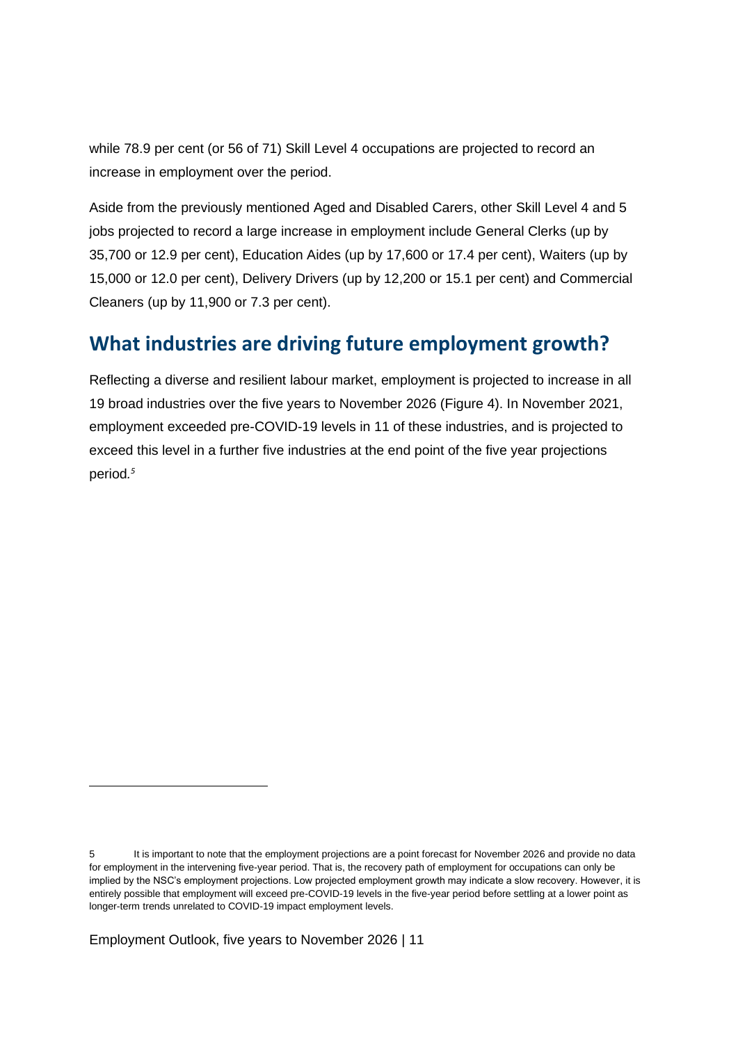while 78.9 per cent (or 56 of 71) Skill Level 4 occupations are projected to record an increase in employment over the period.

Aside from the previously mentioned Aged and Disabled Carers, other Skill Level 4 and 5 jobs projected to record a large increase in employment include General Clerks (up by 35,700 or 12.9 per cent), Education Aides (up by 17,600 or 17.4 per cent), Waiters (up by 15,000 or 12.0 per cent), Delivery Drivers (up by 12,200 or 15.1 per cent) and Commercial Cleaners (up by 11,900 or 7.3 per cent).

## What industries are driving future employment growth?

Reflecting a diverse and resilient labour market, employment is projected to increase in all 19 broad industries over the five years to November 2026 (Figure 4). In November 2021, employment exceeded pre-COVID-19 levels in 11 of these industries, and is projected to exceed this level in a further five industries at the end point of the five year projections period.[5]

---

5 It is important to note that the employment projections are a point forecast for November 2026 and provide no data for employment in the intervening five-year period. That is, the recovery path of employment for occupations can only be implied by the NSC's employment projections. Low projected employment growth may indicate a slow recovery. However, it is entirely possible that employment will exceed pre-COVID-19 levels in the five-year period before settling at a lower point as longer-term trends unrelated to COVID-19 impact employment levels.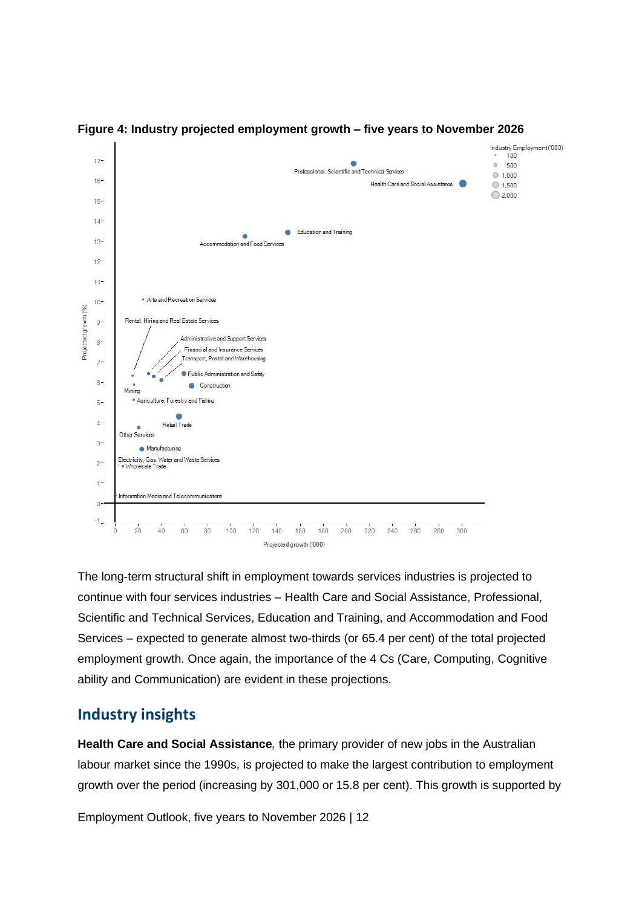**Figure 4: Industry projected employment growth – five years to November 2026**

The long-term structural shift in employment towards services industries is projected to continue with four services industries – Health Care and Social Assistance, Professional, Scientific and Technical Services, Education and Training, and Accommodation and Food Services – expected to generate almost two-thirds (or 65.4 per cent) of the total projected employment growth. Once again, the importance of the 4 Cs (Care, Computing, Cognitive ability and Communication) are evident in these projections.

## Industry insights

**Health Care and Social Assistance***,* the primary provider of new jobs in the Australian labour market since the 1990s, is projected to make the largest contribution to employment growth over the period (increasing by 301,000 or 15.8 per cent). This growth is supported by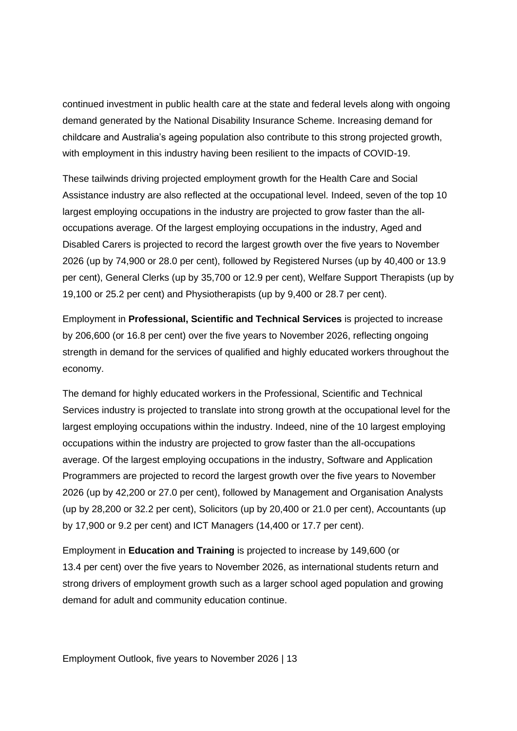continued investment in public health care at the state and federal levels along with ongoing demand generated by the National Disability Insurance Scheme. Increasing demand for childcare and Australia's ageing population also contribute to this strong projected growth, with employment in this industry having been resilient to the impacts of COVID-19.

These tailwinds driving projected employment growth for the Health Care and Social Assistance industry are also reflected at the occupational level. Indeed, seven of the top 10 largest employing occupations in the industry are projected to grow faster than the all-occupations average. Of the largest employing occupations in the industry, Aged and Disabled Carers is projected to record the largest growth over the five years to November 2026 (up by 74,900 or 28.0 per cent), followed by Registered Nurses (up by 40,400 or 13.9 per cent), General Clerks (up by 35,700 or 12.9 per cent), Welfare Support Therapists (up by 19,100 or 25.2 per cent) and Physiotherapists (up by 9,400 or 28.7 per cent).

Employment in **Professional, Scientific and Technical Services** is projected to increase by 206,600 (or 16.8 per cent) over the five years to November 2026, reflecting ongoing strength in demand for the services of qualified and highly educated workers throughout the economy.

The demand for highly educated workers in the Professional, Scientific and Technical Services industry is projected to translate into strong growth at the occupational level for the largest employing occupations within the industry. Indeed, nine of the 10 largest employing occupations within the industry are projected to grow faster than the all-occupations average. Of the largest employing occupations in the industry, Software and Application Programmers are projected to record the largest growth over the five years to November 2026 (up by 42,200 or 27.0 per cent), followed by Management and Organisation Analysts (up by 28,200 or 32.2 per cent), Solicitors (up by 20,400 or 21.0 per cent), Accountants (up by 17,900 or 9.2 per cent) and ICT Managers (14,400 or 17.7 per cent).

Employment in **Education and Training** is projected to increase by 149,600 (or 13.4 per cent) over the five years to November 2026, as international students return and strong drivers of employment growth such as a larger school aged population and growing demand for adult and community education continue.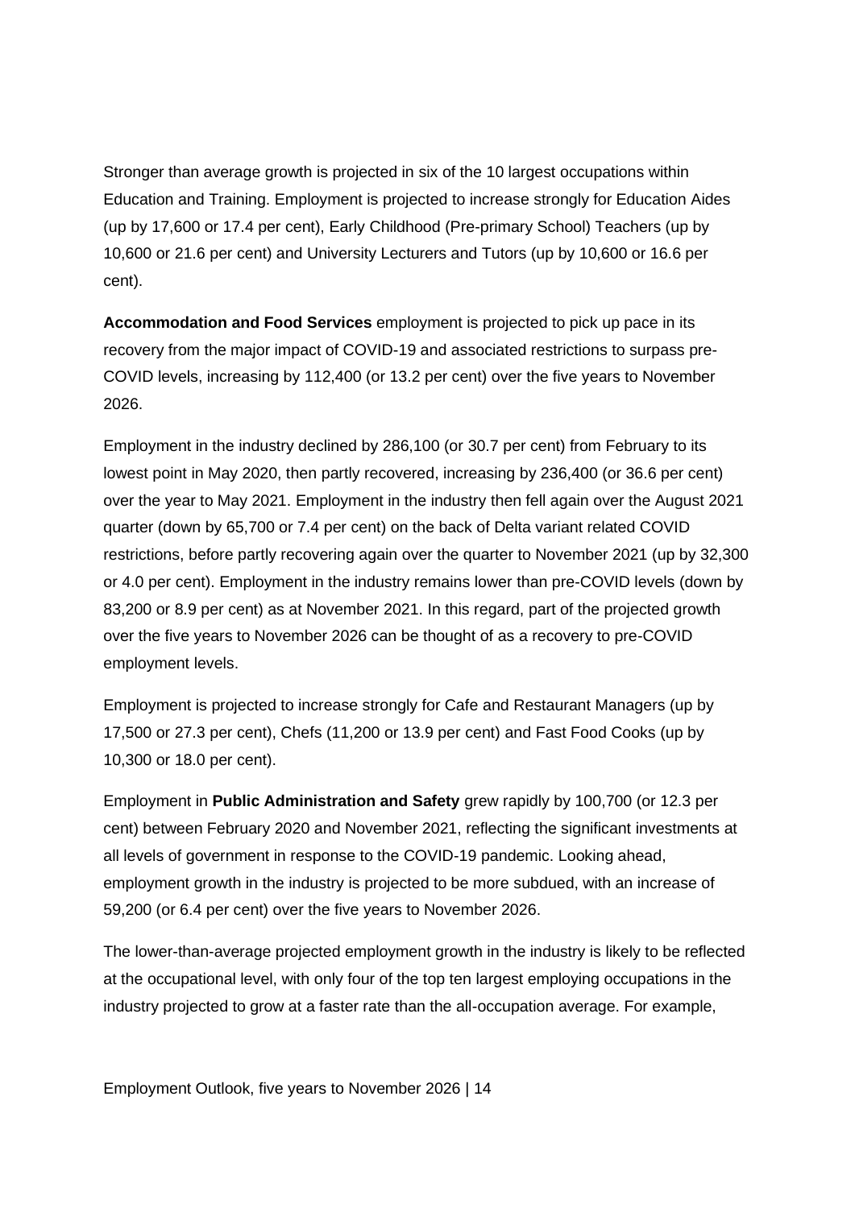Stronger than average growth is projected in six of the 10 largest occupations within Education and Training. Employment is projected to increase strongly for Education Aides (up by 17,600 or 17.4 per cent), Early Childhood (Pre-primary School) Teachers (up by 10,600 or 21.6 per cent) and University Lecturers and Tutors (up by 10,600 or 16.6 per cent).

**Accommodation and Food Services** employment is projected to pick up pace in its recovery from the major impact of COVID-19 and associated restrictions to surpass pre-COVID levels, increasing by 112,400 (or 13.2 per cent) over the five years to November 2026.

Employment in the industry declined by 286,100 (or 30.7 per cent) from February to its lowest point in May 2020, then partly recovered, increasing by 236,400 (or 36.6 per cent) over the year to May 2021. Employment in the industry then fell again over the August 2021 quarter (down by 65,700 or 7.4 per cent) on the back of Delta variant related COVID restrictions, before partly recovering again over the quarter to November 2021 (up by 32,300 or 4.0 per cent). Employment in the industry remains lower than pre-COVID levels (down by 83,200 or 8.9 per cent) as at November 2021. In this regard, part of the projected growth over the five years to November 2026 can be thought of as a recovery to pre-COVID employment levels.

Employment is projected to increase strongly for Cafe and Restaurant Managers (up by 17,500 or 27.3 per cent), Chefs (11,200 or 13.9 per cent) and Fast Food Cooks (up by 10,300 or 18.0 per cent).

Employment in **Public Administration and Safety** grew rapidly by 100,700 (or 12.3 per cent) between February 2020 and November 2021, reflecting the significant investments at all levels of government in response to the COVID-19 pandemic. Looking ahead, employment growth in the industry is projected to be more subdued, with an increase of 59,200 (or 6.4 per cent) over the five years to November 2026.

The lower-than-average projected employment growth in the industry is likely to be reflected at the occupational level, with only four of the top ten largest employing occupations in the industry projected to grow at a faster rate than the all-occupation average. For example,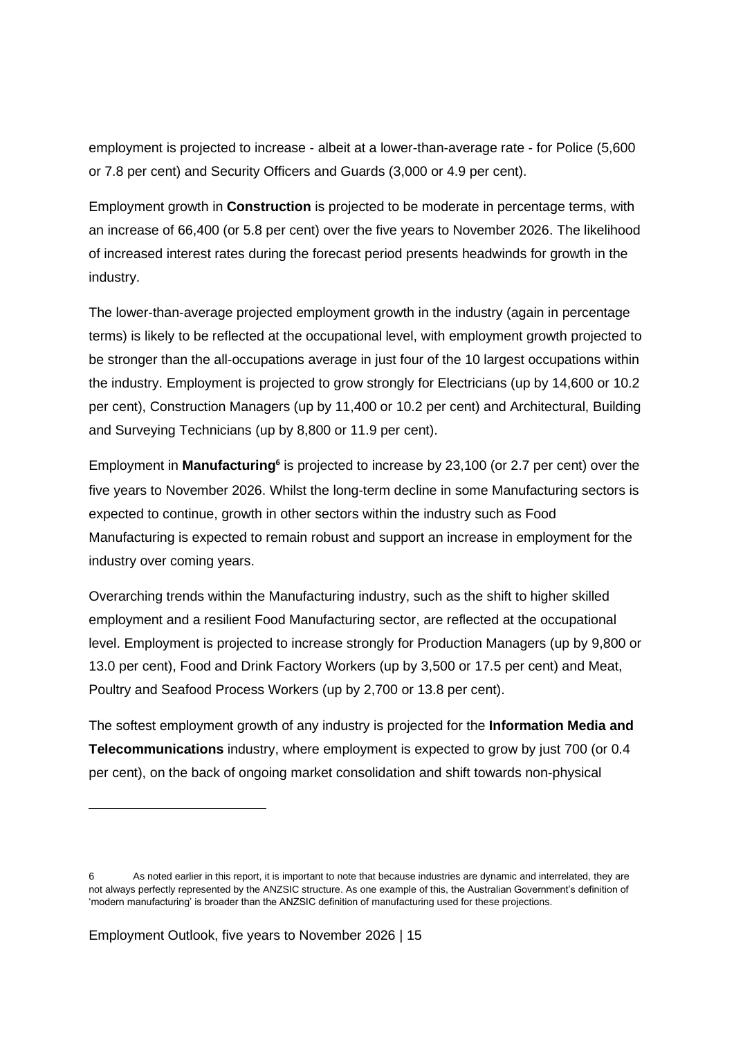employment is projected to increase - albeit at a lower-than-average rate - for Police (5,600 or 7.8 per cent) and Security Officers and Guards (3,000 or 4.9 per cent).

Employment growth in **Construction** is projected to be moderate in percentage terms, with an increase of 66,400 (or 5.8 per cent) over the five years to November 2026. The likelihood of increased interest rates during the forecast period presents headwinds for growth in the industry.

The lower-than-average projected employment growth in the industry (again in percentage terms) is likely to be reflected at the occupational level, with employment growth projected to be stronger than the all-occupations average in just four of the 10 largest occupations within the industry. Employment is projected to grow strongly for Electricians (up by 14,600 or 10.2 per cent), Construction Managers (up by 11,400 or 10.2 per cent) and Architectural, Building and Surveying Technicians (up by 8,800 or 11.9 per cent).

Employment in **Manufacturing**[6] is projected to increase by 23,100 (or 2.7 per cent) over the five years to November 2026. Whilst the long-term decline in some Manufacturing sectors is expected to continue, growth in other sectors within the industry such as Food Manufacturing is expected to remain robust and support an increase in employment for the industry over coming years.

Overarching trends within the Manufacturing industry, such as the shift to higher skilled employment and a resilient Food Manufacturing sector, are reflected at the occupational level. Employment is projected to increase strongly for Production Managers (up by 9,800 or 13.0 per cent), Food and Drink Factory Workers (up by 3,500 or 17.5 per cent) and Meat, Poultry and Seafood Process Workers (up by 2,700 or 13.8 per cent).

The softest employment growth of any industry is projected for the **Information Media and Telecommunications** industry, where employment is expected to grow by just 700 (or 0.4 per cent), on the back of ongoing market consolidation and shift towards non-physical

---

6 As noted earlier in this report, it is important to note that because industries are dynamic and interrelated, they are not always perfectly represented by the ANZSIC structure. As one example of this, the Australian Government's definition of 'modern manufacturing' is broader than the ANZSIC definition of manufacturing used for these projections.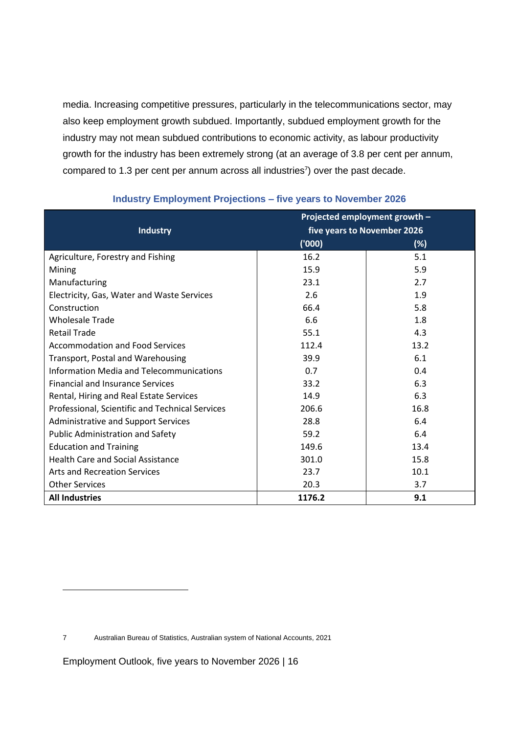media. Increasing competitive pressures, particularly in the telecommunications sector, may also keep employment growth subdued. Importantly, subdued employment growth for the industry may not mean subdued contributions to economic activity, as labour productivity growth for the industry has been extremely strong (at an average of 3.8 per cent per annum, compared to 1.3 per cent per annum across all industries[7]) over the past decade.

### Industry Employment Projections – five years to November 2026

| Industry | Projected employment growth – five years to November 2026 | |
|---|---|---|
| | ('000) | (%) |
| Agriculture, Forestry and Fishing | 16.2 | 5.1 |
| Mining | 15.9 | 5.9 |
| Manufacturing | 23.1 | 2.7 |
| Electricity, Gas, Water and Waste Services | 2.6 | 1.9 |
| Construction | 66.4 | 5.8 |
| Wholesale Trade | 6.6 | 1.8 |
| Retail Trade | 55.1 | 4.3 |
| Accommodation and Food Services | 112.4 | 13.2 |
| Transport, Postal and Warehousing | 39.9 | 6.1 |
| Information Media and Telecommunications | 0.7 | 0.4 |
| Financial and Insurance Services | 33.2 | 6.3 |
| Rental, Hiring and Real Estate Services | 14.9 | 6.3 |
| Professional, Scientific and Technical Services | 206.6 | 16.8 |
| Administrative and Support Services | 28.8 | 6.4 |
| Public Administration and Safety | 59.2 | 6.4 |
| Education and Training | 149.6 | 13.4 |
| Health Care and Social Assistance | 301.0 | 15.8 |
| Arts and Recreation Services | 23.7 | 10.1 |
| Other Services | 20.3 | 3.7 |
| **All Industries** | **1176.2** | **9.1** |

7 Australian Bureau of Statistics, Australian system of National Accounts, 2021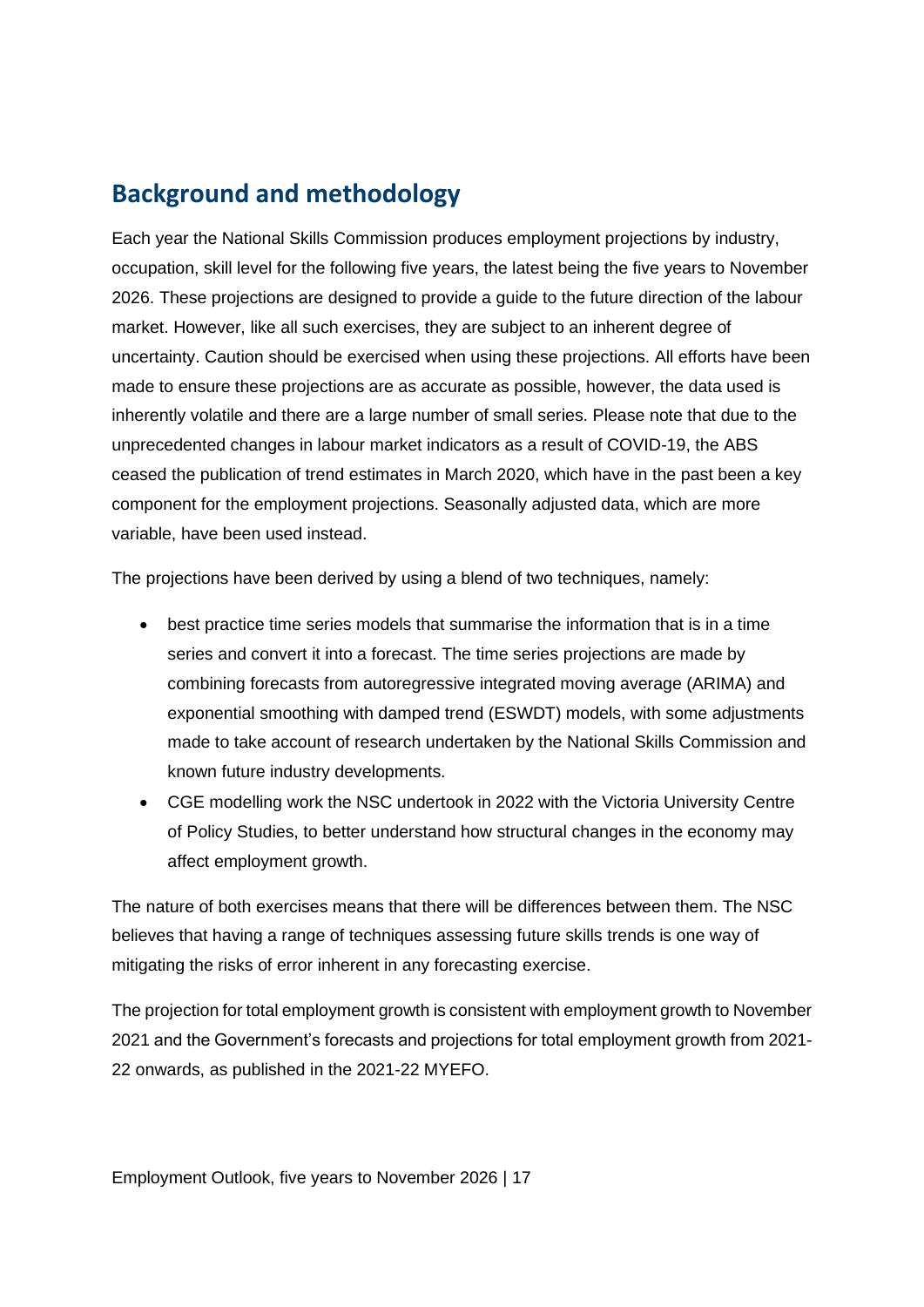## Background and methodology

Each year the National Skills Commission produces employment projections by industry, occupation, skill level for the following five years, the latest being the five years to November 2026. These projections are designed to provide a guide to the future direction of the labour market. However, like all such exercises, they are subject to an inherent degree of uncertainty. Caution should be exercised when using these projections. All efforts have been made to ensure these projections are as accurate as possible, however, the data used is inherently volatile and there are a large number of small series. Please note that due to the unprecedented changes in labour market indicators as a result of COVID-19, the ABS ceased the publication of trend estimates in March 2020, which have in the past been a key component for the employment projections. Seasonally adjusted data, which are more variable, have been used instead.

The projections have been derived by using a blend of two techniques, namely:

- best practice time series models that summarise the information that is in a time series and convert it into a forecast. The time series projections are made by combining forecasts from autoregressive integrated moving average (ARIMA) and exponential smoothing with damped trend (ESWDT) models, with some adjustments made to take account of research undertaken by the National Skills Commission and known future industry developments.
- CGE modelling work the NSC undertook in 2022 with the Victoria University Centre of Policy Studies, to better understand how structural changes in the economy may affect employment growth.

The nature of both exercises means that there will be differences between them. The NSC believes that having a range of techniques assessing future skills trends is one way of mitigating the risks of error inherent in any forecasting exercise.

The projection for total employment growth is consistent with employment growth to November 2021 and the Government's forecasts and projections for total employment growth from 2021-22 onwards, as published in the 2021-22 MYEFO.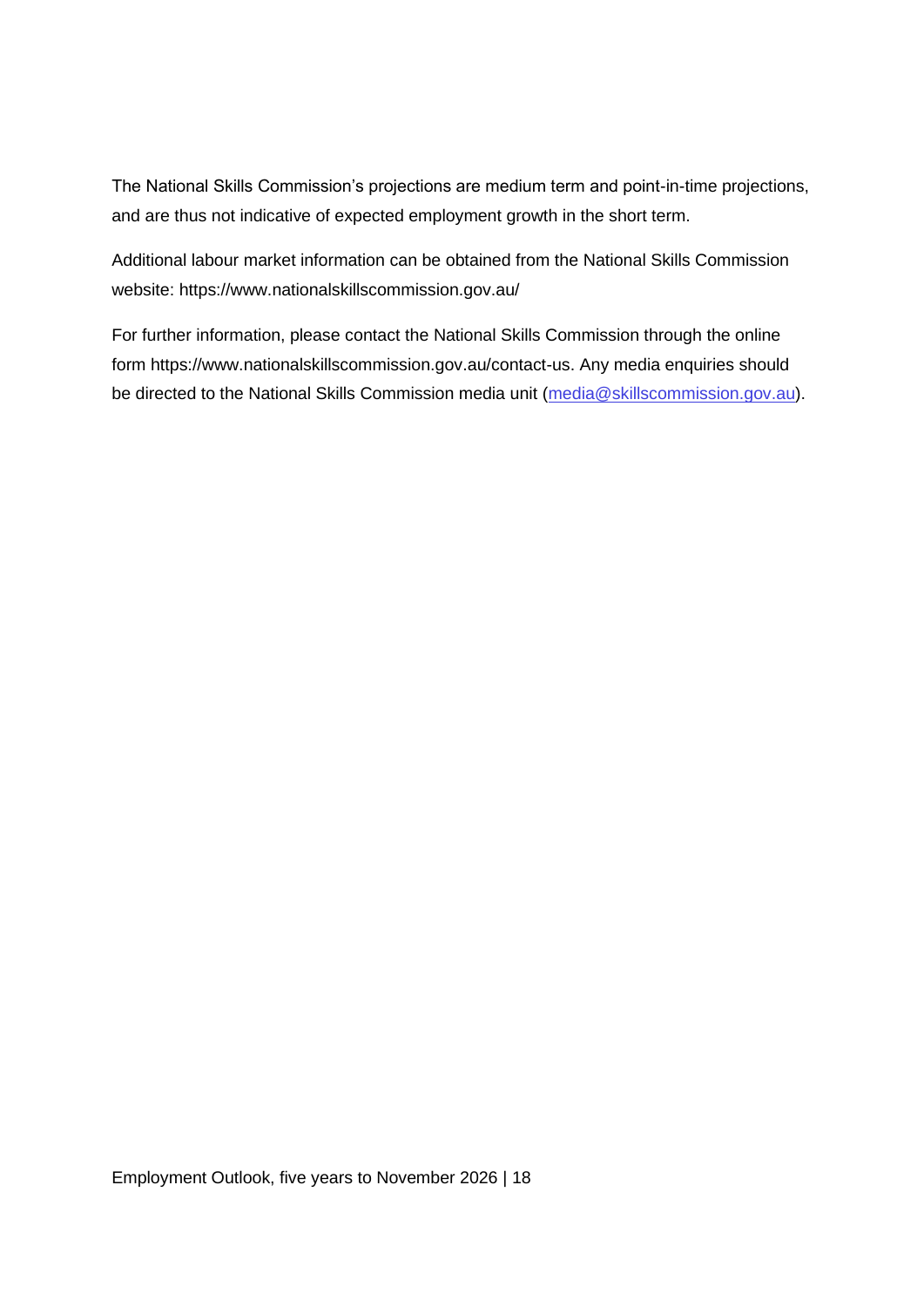The National Skills Commission's projections are medium term and point-in-time projections, and are thus not indicative of expected employment growth in the short term.

Additional labour market information can be obtained from the National Skills Commission website: https://www.nationalskillscommission.gov.au/

For further information, please contact the National Skills Commission through the online form https://www.nationalskillscommission.gov.au/contact-us. Any media enquiries should be directed to the National Skills Commission media unit (media@skillscommission.gov.au).